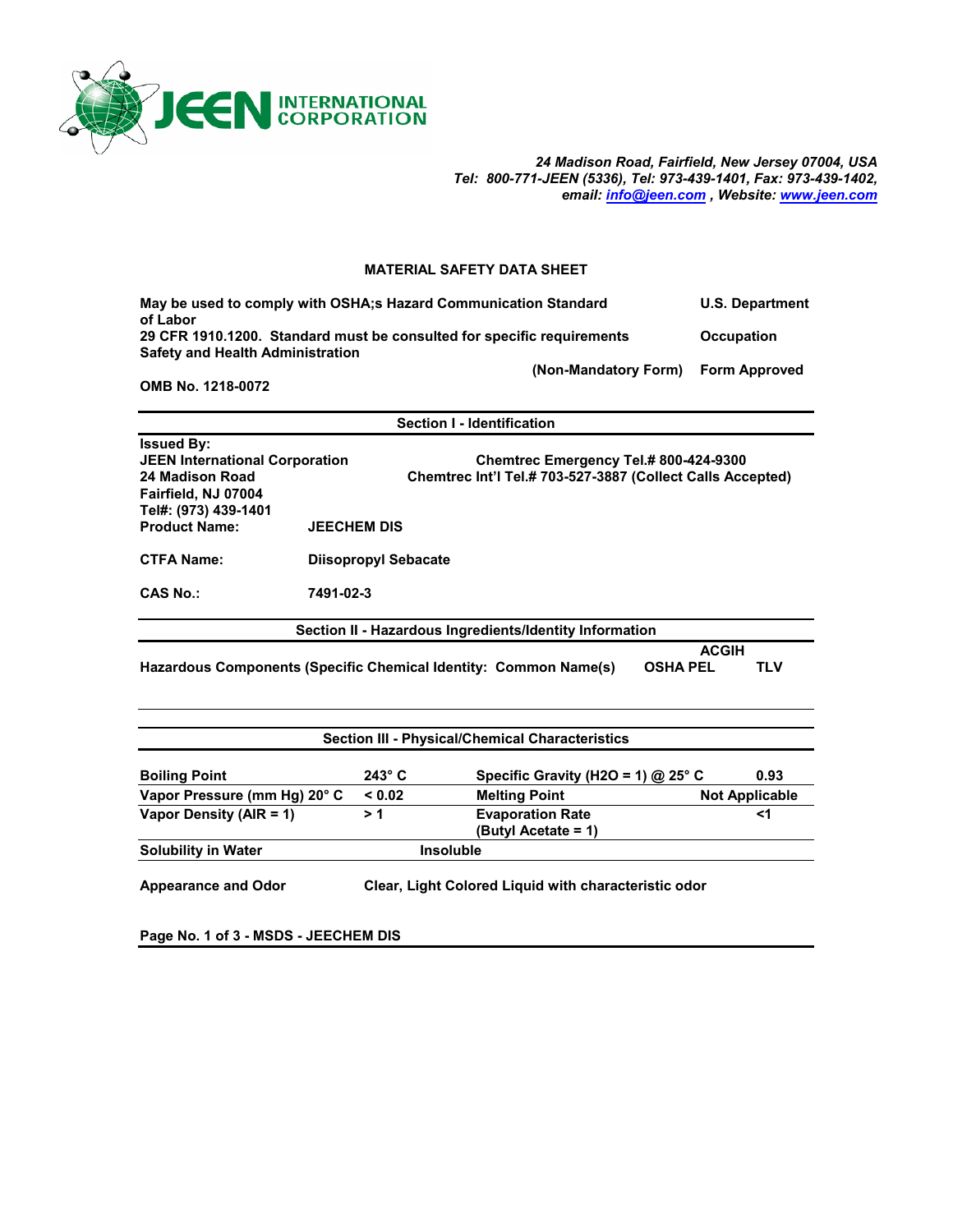**JEEN INTERNATIONAL CORPORATION**

*24 Madison Road, Fairfield, New Jersey 07004, USA*
*Tel: 800-771-JEEN (5336), Tel: 973-439-1401, Fax: 973-439-1402,*
*email: info@jeen.com , Website: www.jeen.com*

## MATERIAL SAFETY DATA SHEET

**May be used to comply with OSHA;s Hazard Communication Standard** **U.S. Department of Labor**
**29 CFR 1910.1200. Standard must be consulted for specific requirements** **Occupation Safety and Health Administration**
**(Non-Mandatory Form)** **Form Approved**
**OMB No. 1218-0072**

### Section I - Identification

**Issued By:**
**JEEN International Corporation**
**24 Madison Road**
**Fairfield, NJ 07004**
**Tel#: (973) 439-1401**

**Chemtrec Emergency Tel.# 800-424-9300**
**Chemtrec Int'l Tel.# 703-527-3887 (Collect Calls Accepted)**

| | |
|---|---|
| **Product Name:** | **JEECHEM DIS** |
| **CTFA Name:** | **Diisopropyl Sebacate** |
| **CAS No.:** | **7491-02-3** |

### Section II - Hazardous Ingredients/Identity Information

| Hazardous Components (Specific Chemical Identity: Common Name(s) | OSHA PEL | ACGIH TLV |
|---|---|---|

### Section III - Physical/Chemical Characteristics

| | | | |
|---|---|---|---|
| **Boiling Point** | **243° C** | **Specific Gravity (H2O = 1) @ 25° C** | **0.93** |
| **Vapor Pressure (mm Hg) 20° C** | **< 0.02** | **Melting Point** | **Not Applicable** |
| **Vapor Density (AIR = 1)** | **> 1** | **Evaporation Rate (Butyl Acetate = 1)** | **<1** |
| **Solubility in Water** | **Insoluble** | | |

**Appearance and Odor** **Clear, Light Colored Liquid with characteristic odor**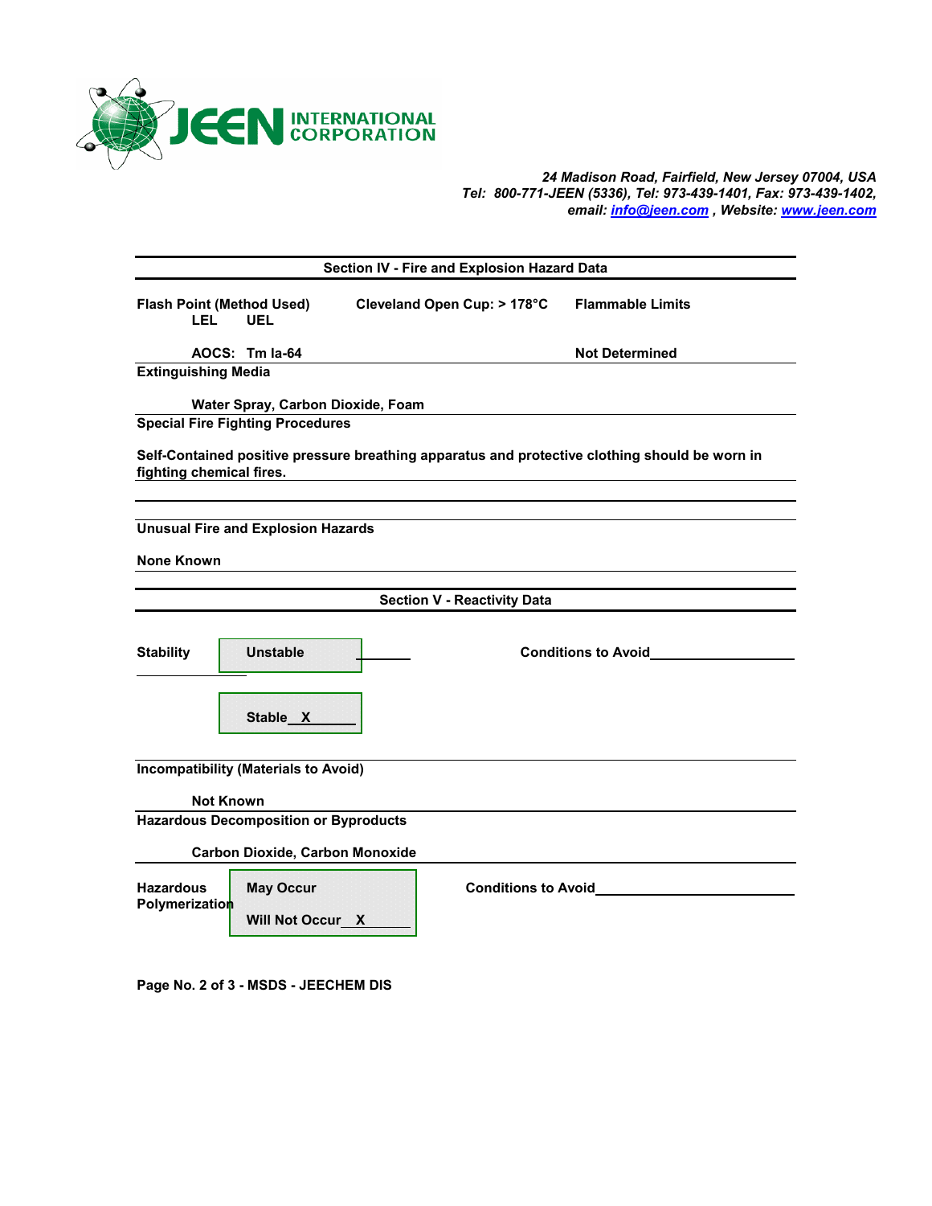**JEEN INTERNATIONAL CORPORATION**

*24 Madison Road, Fairfield, New Jersey 07004, USA*
*Tel: 800-771-JEEN (5336), Tel: 973-439-1401, Fax: 973-439-1402,*
*email: info@jeen.com , Website: www.jeen.com*

## Section IV - Fire and Explosion Hazard Data

**Flash Point (Method Used)** Cleveland Open Cup: > 178°C **Flammable Limits** LEL UEL

AOCS: Tm la-64 Not Determined

**Extinguishing Media**

Water Spray, Carbon Dioxide, Foam

**Special Fire Fighting Procedures**

Self-Contained positive pressure breathing apparatus and protective clothing should be worn in fighting chemical fires.

**Unusual Fire and Explosion Hazards**

None Known

## Section V - Reactivity Data

**Stability**

Unstable ______ Conditions to Avoid ______

Stable __X__

**Incompatibility (Materials to Avoid)**

Not Known

**Hazardous Decomposition or Byproducts**

Carbon Dioxide, Carbon Monoxide

**Hazardous Polymerization**

May Occur Conditions to Avoid ______

Will Not Occur __X__

Page No. 2 of 3 - MSDS - JEECHEM DIS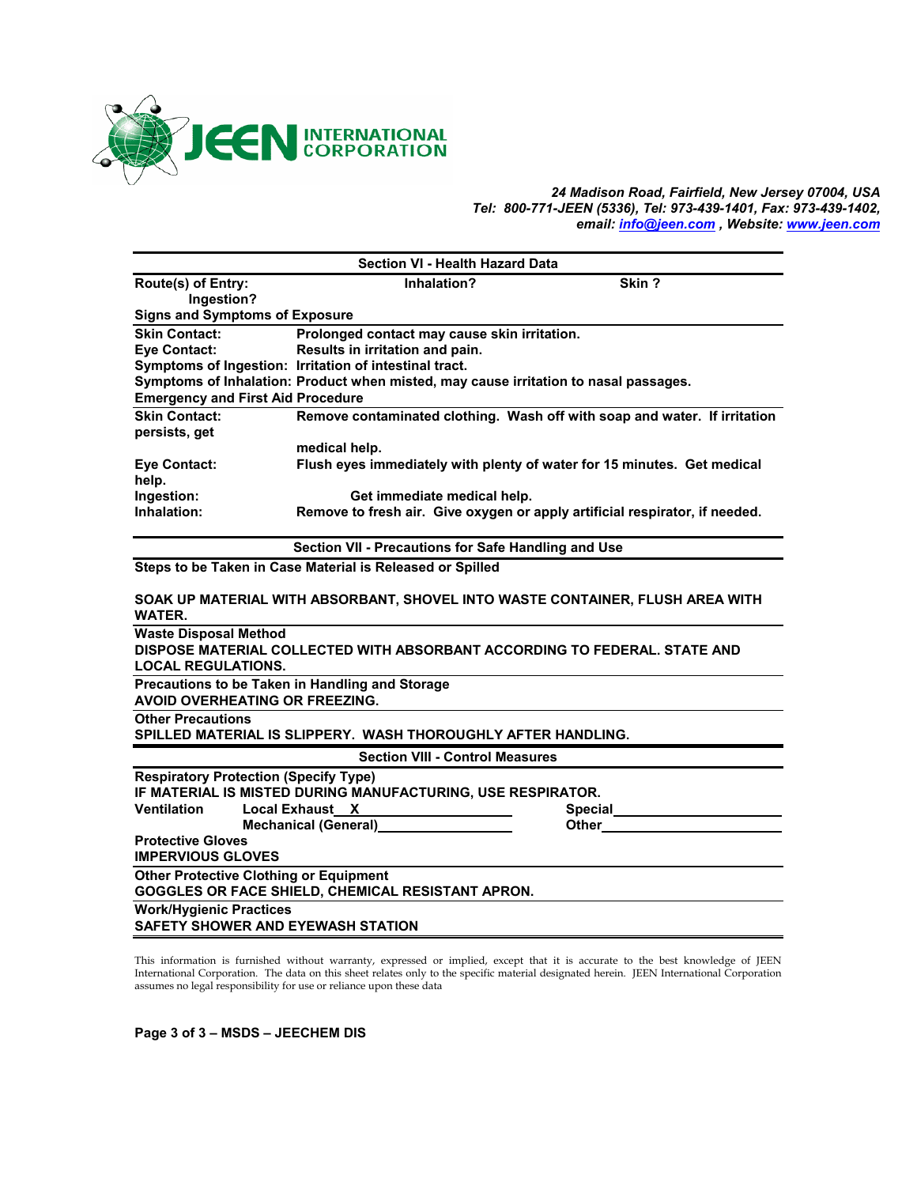**JEEN INTERNATIONAL CORPORATION**

*24 Madison Road, Fairfield, New Jersey 07004, USA*
*Tel: 800-771-JEEN (5336), Tel: 973-439-1401, Fax: 973-439-1402,*
*email: info@jeen.com , Website: www.jeen.com*

## Section VI - Health Hazard Data

**Route(s) of Entry:** Inhalation? Skin ? Ingestion?

**Signs and Symptoms of Exposure**

**Skin Contact:** Prolonged contact may cause skin irritation.
**Eye Contact:** Results in irritation and pain.
**Symptoms of Ingestion:** Irritation of intestinal tract.
**Symptoms of Inhalation:** Product when misted, may cause irritation to nasal passages.

**Emergency and First Aid Procedure**

**Skin Contact:** Remove contaminated clothing. Wash off with soap and water. If irritation persists, get medical help.
**Eye Contact:** Flush eyes immediately with plenty of water for 15 minutes. Get medical help.
**Ingestion:** Get immediate medical help.
**Inhalation:** Remove to fresh air. Give oxygen or apply artificial respirator, if needed.

## Section VII - Precautions for Safe Handling and Use

**Steps to be Taken in Case Material is Released or Spilled**

SOAK UP MATERIAL WITH ABSORBANT, SHOVEL INTO WASTE CONTAINER, FLUSH AREA WITH WATER.

**Waste Disposal Method**
DISPOSE MATERIAL COLLECTED WITH ABSORBANT ACCORDING TO FEDERAL. STATE AND LOCAL REGULATIONS.

**Precautions to be Taken in Handling and Storage**
AVOID OVERHEATING OR FREEZING.

**Other Precautions**
SPILLED MATERIAL IS SLIPPERY. WASH THOROUGHLY AFTER HANDLING.

## Section VIII - Control Measures

**Respiratory Protection (Specify Type)**
IF MATERIAL IS MISTED DURING MANUFACTURING, USE RESPIRATOR.

**Ventilation** Local Exhaust X Special ______
Mechanical (General) ______ Other ______

**Protective Gloves**
IMPERVIOUS GLOVES

**Other Protective Clothing or Equipment**
GOGGLES OR FACE SHIELD, CHEMICAL RESISTANT APRON.

**Work/Hygienic Practices**
SAFETY SHOWER AND EYEWASH STATION

This information is furnished without warranty, expressed or implied, except that it is accurate to the best knowledge of JEEN International Corporation. The data on this sheet relates only to the specific material designated herein. JEEN International Corporation assumes no legal responsibility for use or reliance upon these data

**Page 3 of 3 – MSDS – JEECHEM DIS**